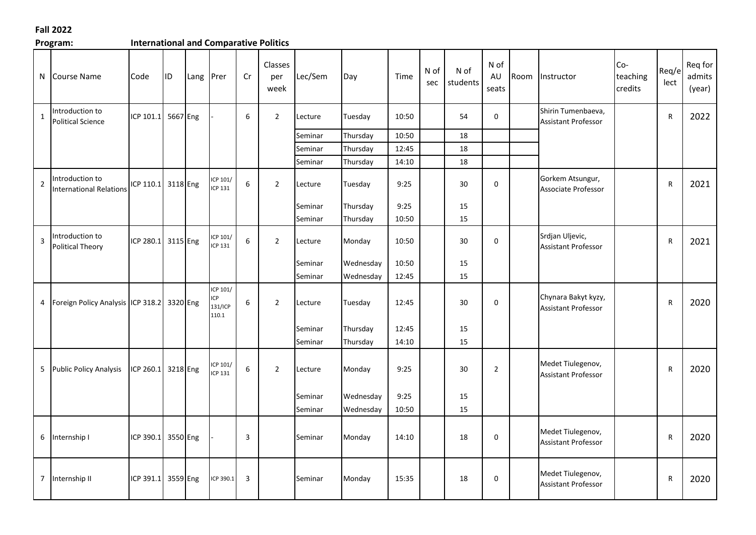**Fall 2022**

**Program:** **International and Comparative Politics**

| N | Course Name | Code | ID | Lang | Prer | Cr | Classes per week | Lec/Sem | Day | Time | N of sec | N of students | N of AU seats | Room | Instructor | Co-teaching credits | Req/elect | Req for admits (year) |
|---|---|---|---|---|---|---|---|---|---|---|---|---|---|---|---|---|---|---|
| 1 | Introduction to Political Science | ICP 101.1 | 5667 | Eng | - | 6 | 2 | Lecture | Tuesday | 10:50 | | 54 | 0 | | Shirin Tumenbaeva, Assistant Professor | | R | 2022 |
| | | | | | | | | Seminar | Thursday | 10:50 | | 18 | | | | | | |
| | | | | | | | | Seminar | Thursday | 12:45 | | 18 | | | | | | |
| | | | | | | | | Seminar | Thursday | 14:10 | | 18 | | | | | | |
| 2 | Introduction to International Relations | ICP 110.1 | 3118 | Eng | ICP 101/ ICP 131 | 6 | 2 | Lecture | Tuesday | 9:25 | | 30 | 0 | | Gorkem Atsungur, Associate Professor | | R | 2021 |
| | | | | | | | | Seminar | Thursday | 9:25 | | 15 | | | | | | |
| | | | | | | | | Seminar | Thursday | 10:50 | | 15 | | | | | | |
| 3 | Introduction to Political Theory | ICP 280.1 | 3115 | Eng | ICP 101/ ICP 131 | 6 | 2 | Lecture | Monday | 10:50 | | 30 | 0 | | Srdjan Uljevic, Assistant Professor | | R | 2021 |
| | | | | | | | | Seminar | Wednesday | 10:50 | | 15 | | | | | | |
| | | | | | | | | Seminar | Wednesday | 12:45 | | 15 | | | | | | |
| 4 | Foreign Policy Analysis | ICP 318.2 | 3320 | Eng | ICP 101/ ICP 131/ICP 110.1 | 6 | 2 | Lecture | Tuesday | 12:45 | | 30 | 0 | | Chynara Bakyt kyzy, Assistant Professor | | R | 2020 |
| | | | | | | | | Seminar | Thursday | 12:45 | | 15 | | | | | | |
| | | | | | | | | Seminar | Thursday | 14:10 | | 15 | | | | | | |
| 5 | Public Policy Analysis | ICP 260.1 | 3218 | Eng | ICP 101/ ICP 131 | 6 | 2 | Lecture | Monday | 9:25 | | 30 | 2 | | Medet Tiulegenov, Assistant Professor | | R | 2020 |
| | | | | | | | | Seminar | Wednesday | 9:25 | | 15 | | | | | | |
| | | | | | | | | Seminar | Wednesday | 10:50 | | 15 | | | | | | |
| 6 | Internship I | ICP 390.1 | 3550 | Eng | - | 3 | | Seminar | Monday | 14:10 | | 18 | 0 | | Medet Tiulegenov, Assistant Professor | | R | 2020 |
| 7 | Internship II | ICP 391.1 | 3559 | Eng | ICP 390.1 | 3 | | Seminar | Monday | 15:35 | | 18 | 0 | | Medet Tiulegenov, Assistant Professor | | R | 2020 |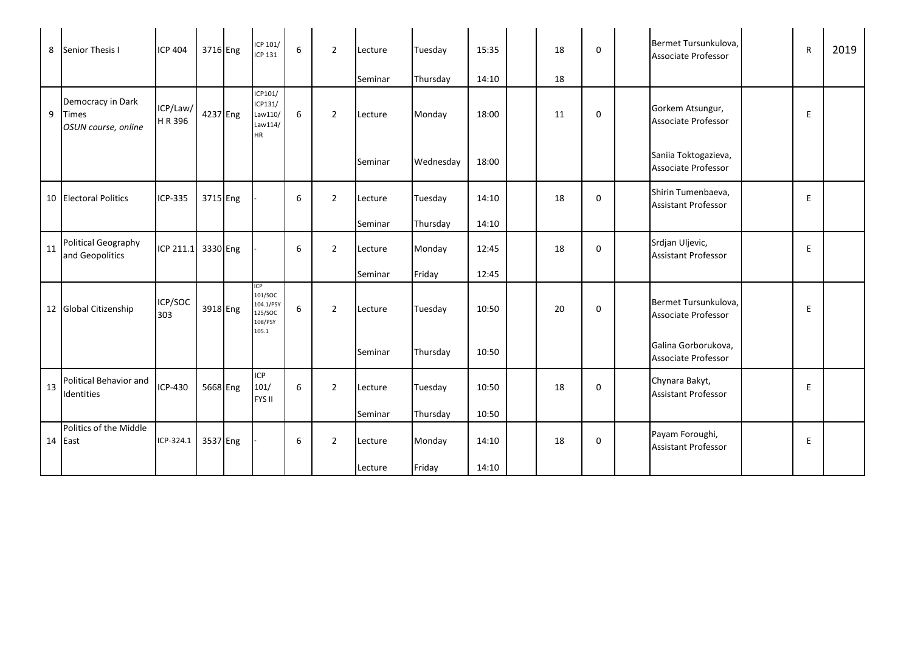| | | | | | | | | | | | | | | | | | | | |
|---|---|---|---|---|---|---|---|---|---|---|---|---|---|---|---|---|---|---|---|
| 8 | Senior Thesis I | ICP 404 | 3716 | Eng | ICP 101/ ICP 131 | 6 | 2 | Lecture | Tuesday | 15:35 | | 18 | 0 | | Bermet Tursunkulova, Associate Professor | | R | 2019 |
| | | | | | | | | Seminar | Thursday | 14:10 | | 18 | | | | | | |
| 9 | Democracy in Dark Times *OSUN course, online* | ICP/Law/ H R 396 | 4237 | Eng | ICP101/ ICP131/ Law110/ Law114/ HR | 6 | 2 | Lecture | Monday | 18:00 | | 11 | 0 | | Gorkem Atsungur, Associate Professor | | E | |
| | | | | | | | | Seminar | Wednesday | 18:00 | | | | | Saniia Toktogazieva, Associate Professor | | | |
| 10 | Electoral Politics | ICP-335 | 3715 | Eng | - | 6 | 2 | Lecture | Tuesday | 14:10 | | 18 | 0 | | Shirin Tumenbaeva, Assistant Professor | | E | |
| | | | | | | | | Seminar | Thursday | 14:10 | | | | | | | | |
| 11 | Political Geography and Geopolitics | ICP 211.1 | 3330 | Eng | - | 6 | 2 | Lecture | Monday | 12:45 | | 18 | 0 | | Srdjan Uljevic, Assistant Professor | | E | |
| | | | | | | | | Seminar | Friday | 12:45 | | | | | | | | |
| 12 | Global Citizenship | ICP/SOC 303 | 3918 | Eng | ICP 101/SOC 104.1/PSY 125/SOC 108/PSY 105.1 | 6 | 2 | Lecture | Tuesday | 10:50 | | 20 | 0 | | Bermet Tursunkulova, Associate Professor | | E | |
| | | | | | | | | Seminar | Thursday | 10:50 | | | | | Galina Gorborukova, Associate Professor | | | |
| 13 | Political Behavior and Identities | ICP-430 | 5668 | Eng | ICP 101/ FYS II | 6 | 2 | Lecture | Tuesday | 10:50 | | 18 | 0 | | Chynara Bakyt, Assistant Professor | | E | |
| | | | | | | | | Seminar | Thursday | 10:50 | | | | | | | | |
| 14 | Politics of the Middle East | ICP-324.1 | 3537 | Eng | - | 6 | 2 | Lecture | Monday | 14:10 | | 18 | 0 | | Payam Foroughi, Assistant Professor | | E | |
| | | | | | | | | Lecture | Friday | 14:10 | | | | | | | | |